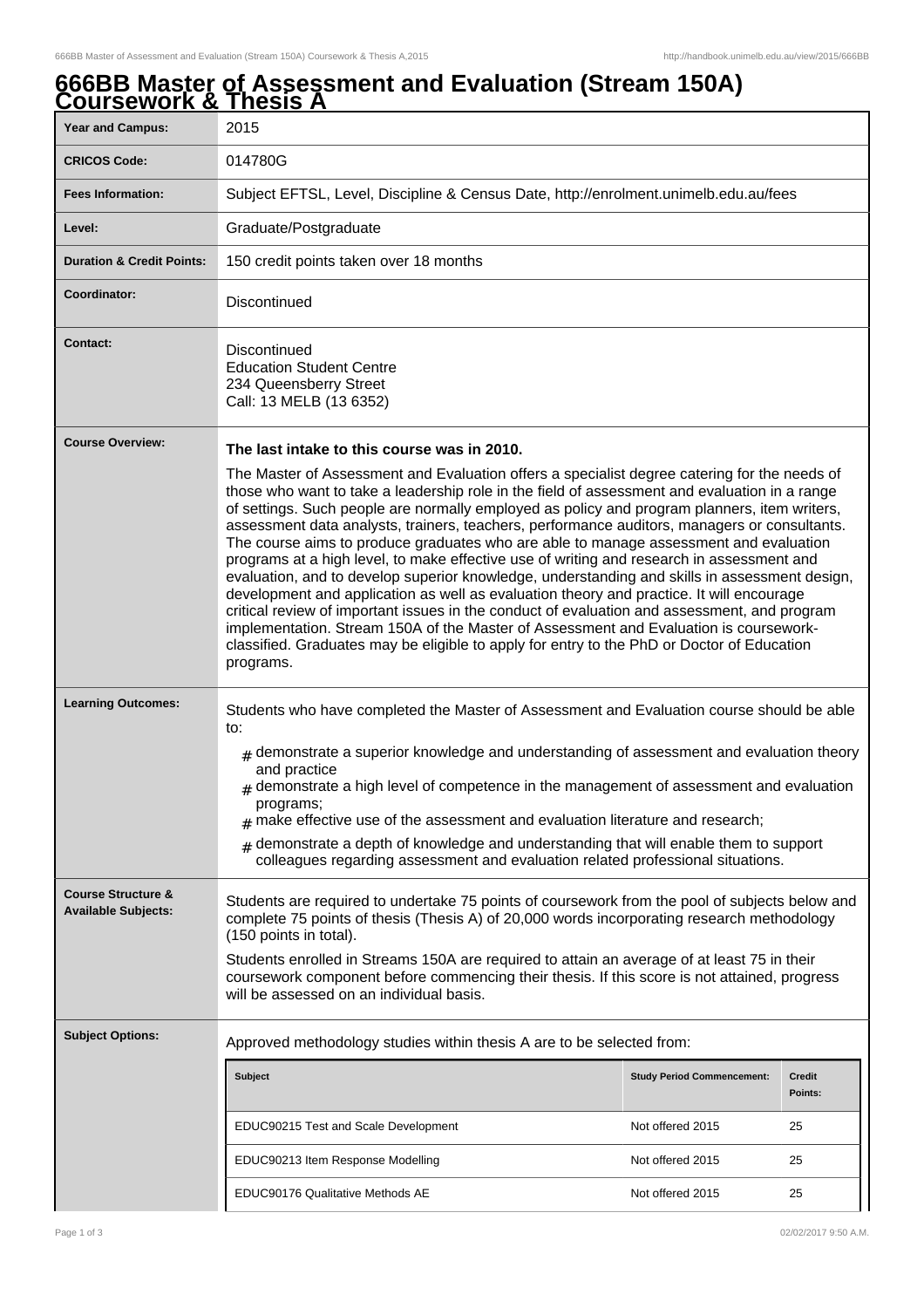# 666BB Master of Assessment and Evaluation (Stream 150A) Coursework & Thesis A

| | |
|---|---|
| **Year and Campus:** | 2015 |
| **CRICOS Code:** | 014780G |
| **Fees Information:** | Subject EFTSL, Level, Discipline & Census Date, http://enrolment.unimelb.edu.au/fees |
| **Level:** | Graduate/Postgraduate |
| **Duration & Credit Points:** | 150 credit points taken over 18 months |
| **Coordinator:** | Discontinued |
| **Contact:** | Discontinued<br>Education Student Centre<br>234 Queensberry Street<br>Call: 13 MELB (13 6352) |

**Course Overview:**

**The last intake to this course was in 2010.**

The Master of Assessment and Evaluation offers a specialist degree catering for the needs of those who want to take a leadership role in the field of assessment and evaluation in a range of settings. Such people are normally employed as policy and program planners, item writers, assessment data analysts, trainers, teachers, performance auditors, managers or consultants. The course aims to produce graduates who are able to manage assessment and evaluation programs at a high level, to make effective use of writing and research in assessment and evaluation, and to develop superior knowledge, understanding and skills in assessment design, development and application as well as evaluation theory and practice. It will encourage critical review of important issues in the conduct of evaluation and assessment, and program implementation. Stream 150A of the Master of Assessment and Evaluation is coursework-classified. Graduates may be eligible to apply for entry to the PhD or Doctor of Education programs.

**Learning Outcomes:**

Students who have completed the Master of Assessment and Evaluation course should be able to:

- demonstrate a superior knowledge and understanding of assessment and evaluation theory and practice
- demonstrate a high level of competence in the management of assessment and evaluation programs;
- make effective use of the assessment and evaluation literature and research;
- demonstrate a depth of knowledge and understanding that will enable them to support colleagues regarding assessment and evaluation related professional situations.

**Course Structure & Available Subjects:**

Students are required to undertake 75 points of coursework from the pool of subjects below and complete 75 points of thesis (Thesis A) of 20,000 words incorporating research methodology (150 points in total).

Students enrolled in Streams 150A are required to attain an average of at least 75 in their coursework component before commencing their thesis. If this score is not attained, progress will be assessed on an individual basis.

**Subject Options:**

Approved methodology studies within thesis A are to be selected from:

| Subject | Study Period Commencement: | Credit Points: |
|---|---|---|
| EDUC90215 Test and Scale Development | Not offered 2015 | 25 |
| EDUC90213 Item Response Modelling | Not offered 2015 | 25 |
| EDUC90176 Qualitative Methods AE | Not offered 2015 | 25 |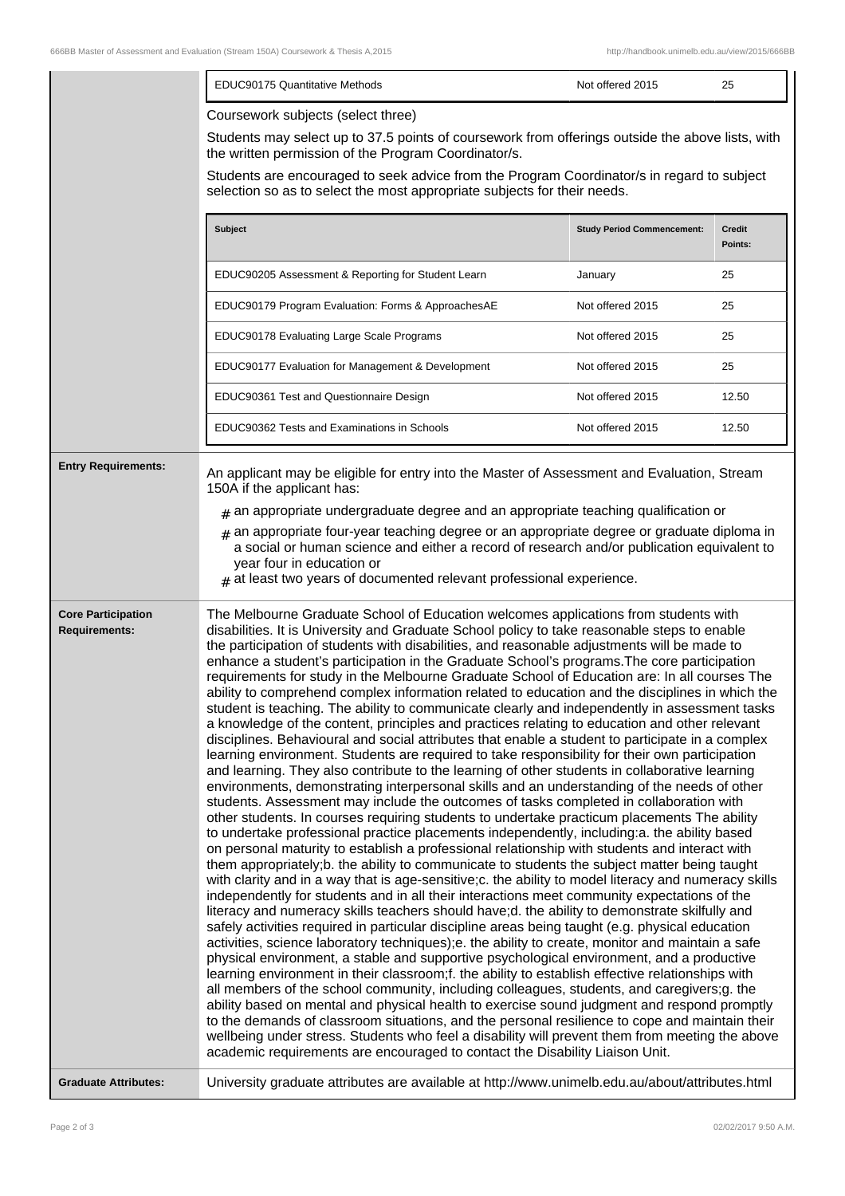| EDUC90175 Quantitative Methods | Not offered 2015 | 25 |
|---|---|---|

Coursework subjects (select three)

Students may select up to 37.5 points of coursework from offerings outside the above lists, with the written permission of the Program Coordinator/s.

Students are encouraged to seek advice from the Program Coordinator/s in regard to subject selection so as to select the most appropriate subjects for their needs.

| Subject | Study Period Commencement: | Credit Points: |
|---|---|---|
| EDUC90205 Assessment & Reporting for Student Learn | January | 25 |
| EDUC90179 Program Evaluation: Forms & ApproachesAE | Not offered 2015 | 25 |
| EDUC90178 Evaluating Large Scale Programs | Not offered 2015 | 25 |
| EDUC90177 Evaluation for Management & Development | Not offered 2015 | 25 |
| EDUC90361 Test and Questionnaire Design | Not offered 2015 | 12.50 |
| EDUC90362 Tests and Examinations in Schools | Not offered 2015 | 12.50 |

**Entry Requirements:**

An applicant may be eligible for entry into the Master of Assessment and Evaluation, Stream 150A if the applicant has:

- an appropriate undergraduate degree and an appropriate teaching qualification or
- an appropriate four-year teaching degree or an appropriate degree or graduate diploma in a social or human science and either a record of research and/or publication equivalent to year four in education or
- at least two years of documented relevant professional experience.

**Core Participation Requirements:**

The Melbourne Graduate School of Education welcomes applications from students with disabilities. It is University and Graduate School policy to take reasonable steps to enable the participation of students with disabilities, and reasonable adjustments will be made to enhance a student's participation in the Graduate School's programs.The core participation requirements for study in the Melbourne Graduate School of Education are: In all courses The ability to comprehend complex information related to education and the disciplines in which the student is teaching. The ability to communicate clearly and independently in assessment tasks a knowledge of the content, principles and practices relating to education and other relevant disciplines. Behavioural and social attributes that enable a student to participate in a complex learning environment. Students are required to take responsibility for their own participation and learning. They also contribute to the learning of other students in collaborative learning environments, demonstrating interpersonal skills and an understanding of the needs of other students. Assessment may include the outcomes of tasks completed in collaboration with other students. In courses requiring students to undertake practicum placements The ability to undertake professional practice placements independently, including:a. the ability based on personal maturity to establish a professional relationship with students and interact with them appropriately;b. the ability to communicate to students the subject matter being taught with clarity and in a way that is age-sensitive;c. the ability to model literacy and numeracy skills independently for students and in all their interactions meet community expectations of the literacy and numeracy skills teachers should have;d. the ability to demonstrate skilfully and safely activities required in particular discipline areas being taught (e.g. physical education activities, science laboratory techniques);e. the ability to create, monitor and maintain a safe physical environment, a stable and supportive psychological environment, and a productive learning environment in their classroom;f. the ability to establish effective relationships with all members of the school community, including colleagues, students, and caregivers;g. the ability based on mental and physical health to exercise sound judgment and respond promptly to the demands of classroom situations, and the personal resilience to cope and maintain their wellbeing under stress. Students who feel a disability will prevent them from meeting the above academic requirements are encouraged to contact the Disability Liaison Unit.

**Graduate Attributes:**

University graduate attributes are available at http://www.unimelb.edu.au/about/attributes.html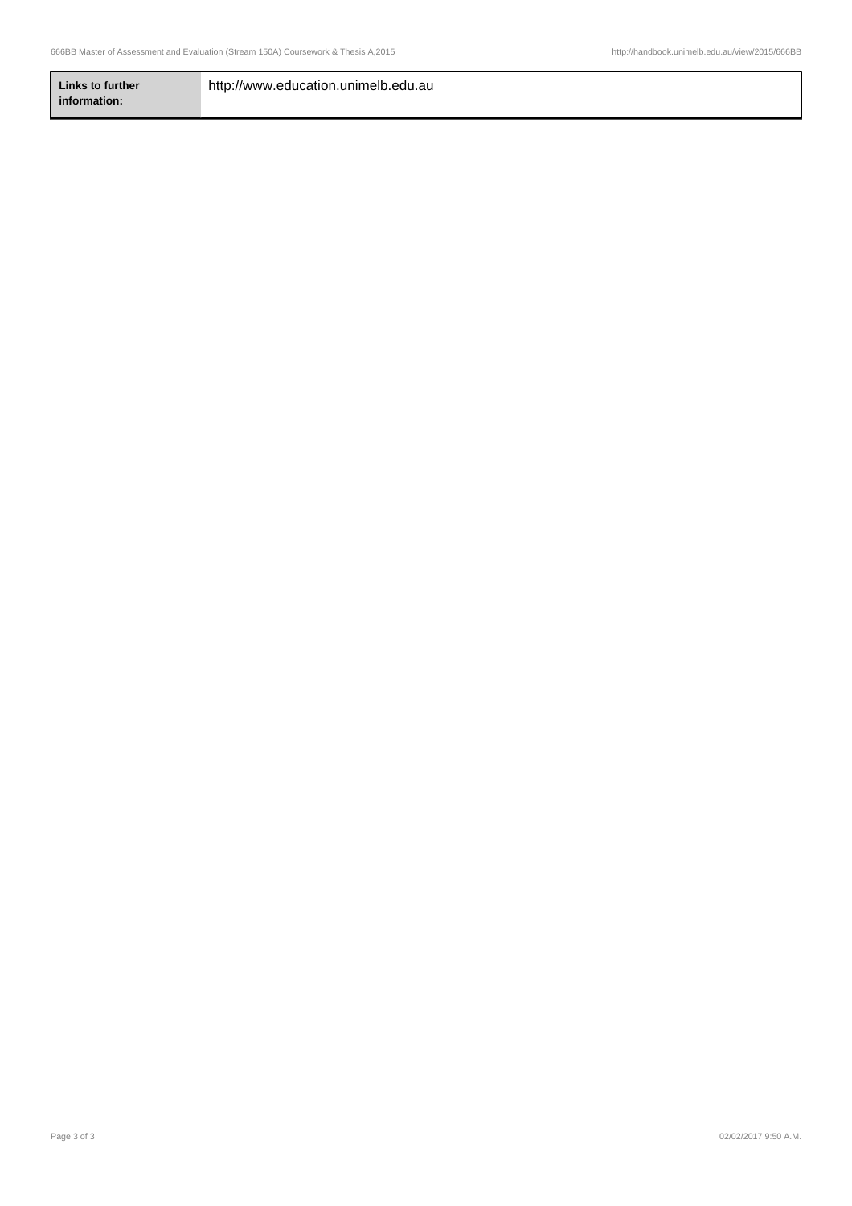| | |
|---|---|
| **Links to further information:** | http://www.education.unimelb.edu.au |